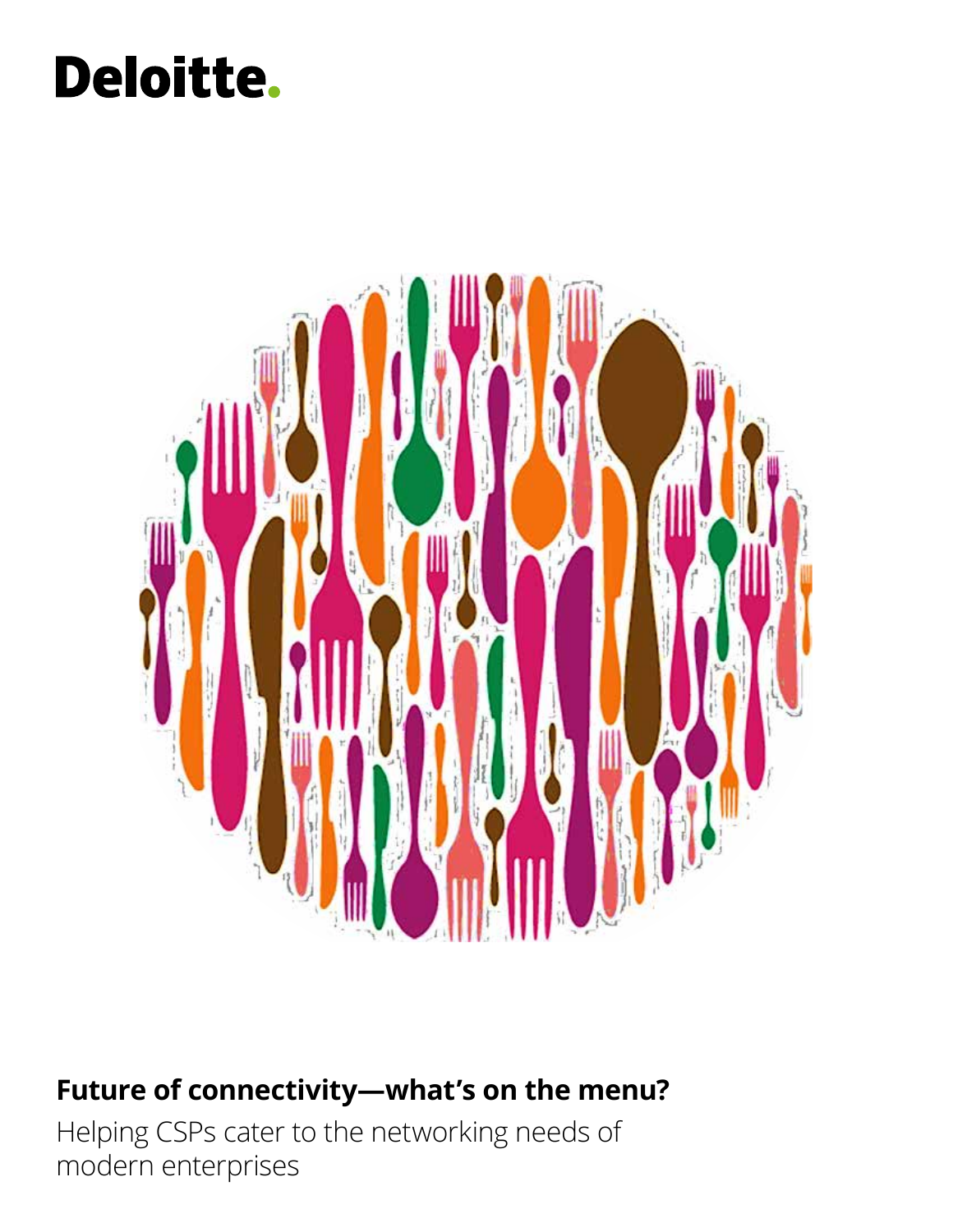Deloitte.

# Future of connectivity—what's on the menu?

Helping CSPs cater to the networking needs of modern enterprises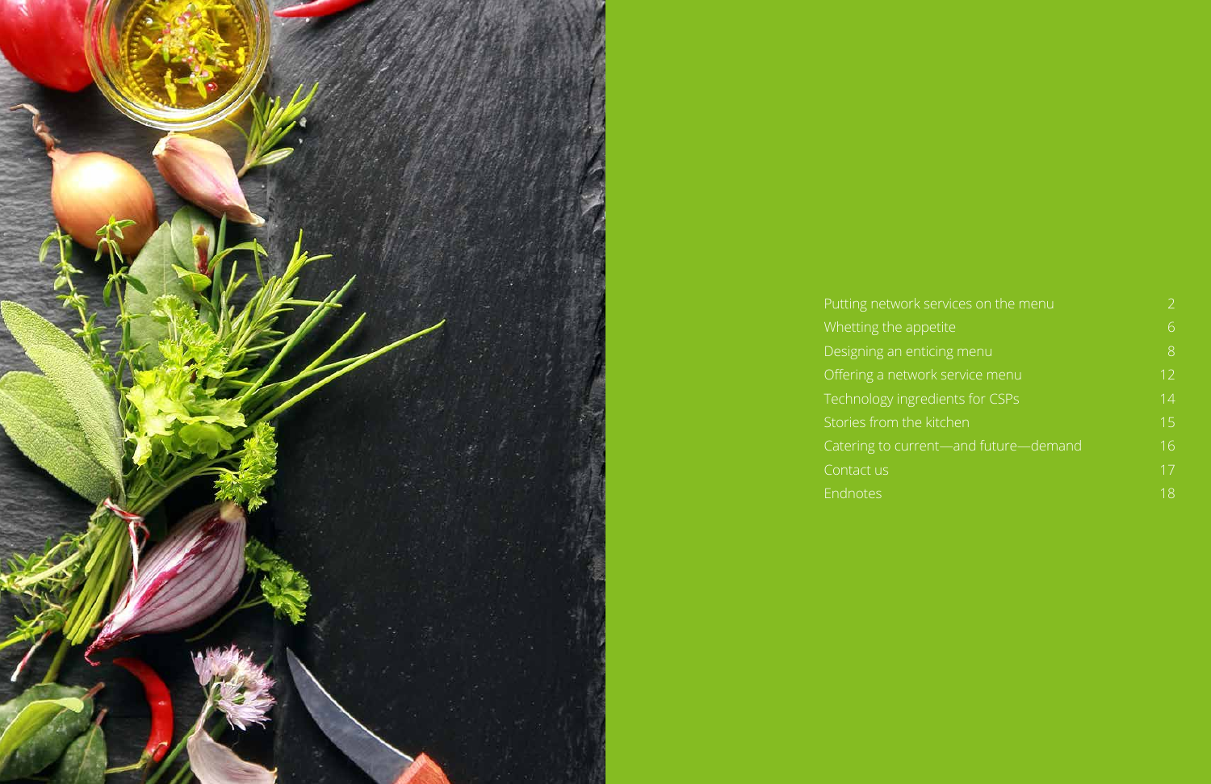| | |
|---|---|
| Putting network services on the menu | 2 |
| Whetting the appetite | 6 |
| Designing an enticing menu | 8 |
| Offering a network service menu | 12 |
| Technology ingredients for CSPs | 14 |
| Stories from the kitchen | 15 |
| Catering to current—and future—demand | 16 |
| Contact us | 17 |
| Endnotes | 18 |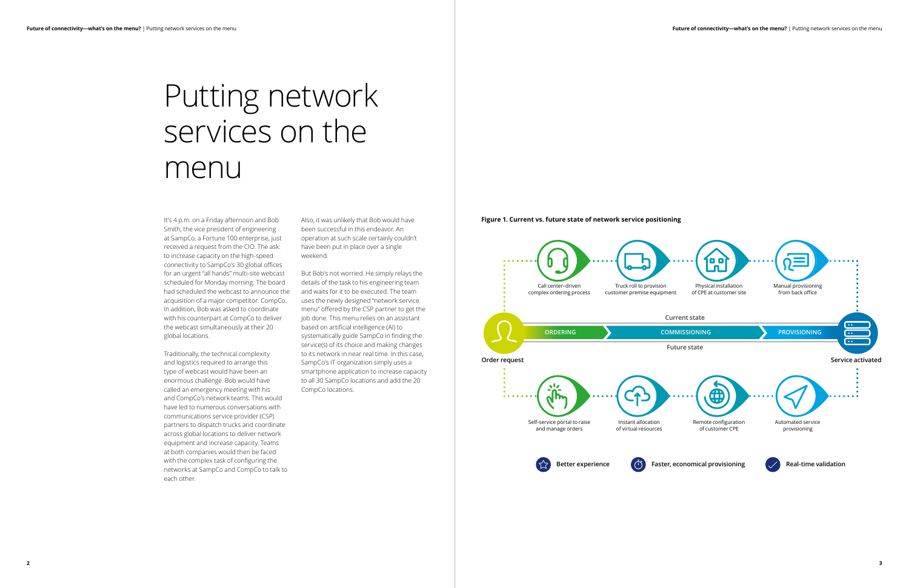# Putting network services on the menu

It's 4 p.m. on a Friday afternoon and Bob Smith, the vice president of engineering at SampCo, a Fortune 100 enterprise, just received a request from the CIO. The ask: to increase capacity on the high-speed connectivity to SampCo's 30 global offices for an urgent "all hands" multi-site webcast scheduled for Monday morning. The board had scheduled the webcast to announce the acquisition of a major competitor: CompCo. In addition, Bob was asked to coordinate with his counterpart at CompCo to deliver the webcast simultaneously at their 20 global locations.

Traditionally, the technical complexity and logistics required to arrange this type of webcast would have been an enormous challenge. Bob would have called an emergency meeting with his and CompCo's network teams. This would have led to numerous conversations with communications service provider (CSP) partners to dispatch trucks and coordinate across global locations to deliver network equipment and increase capacity. Teams at both companies would then be faced with the complex task of configuring the networks at SampCo and CompCo to talk to each other.

Also, it was unlikely that Bob would have been successful in this endeavor. An operation at such scale certainly couldn't have been put in place over a single weekend.

But Bob's not worried. He simply relays the details of the task to his engineering team and waits for it to be executed. The team uses the newly designed "network service menu" offered by the CSP partner to get the job done. This menu relies on an assistant based on artificial intelligence (AI) to systematically guide SampCo in finding the service(s) of its choice and making changes to its network in near real time. In this case, SampCo's IT organization simply uses a smartphone application to increase capacity to all 30 SampCo locations and add the 20 CompCo locations.

**Figure 1. Current vs. future state of network service positioning**

Order request → ORDERING → COMMISSIONING → PROVISIONING → Service activated

**Current state**

- Call center–driven complex ordering process
- Truck roll to provision customer premise equipment
- Physical installation of CPE at customer site
- Manual provisioning from back office

**Future state**

- Self-service portal to raise and manage orders
- Instant allocation of virtual resources
- Remote configuration of customer CPE
- Automated service provisioning

**Better experience** | **Faster, economical provisioning** | **Real-time validation**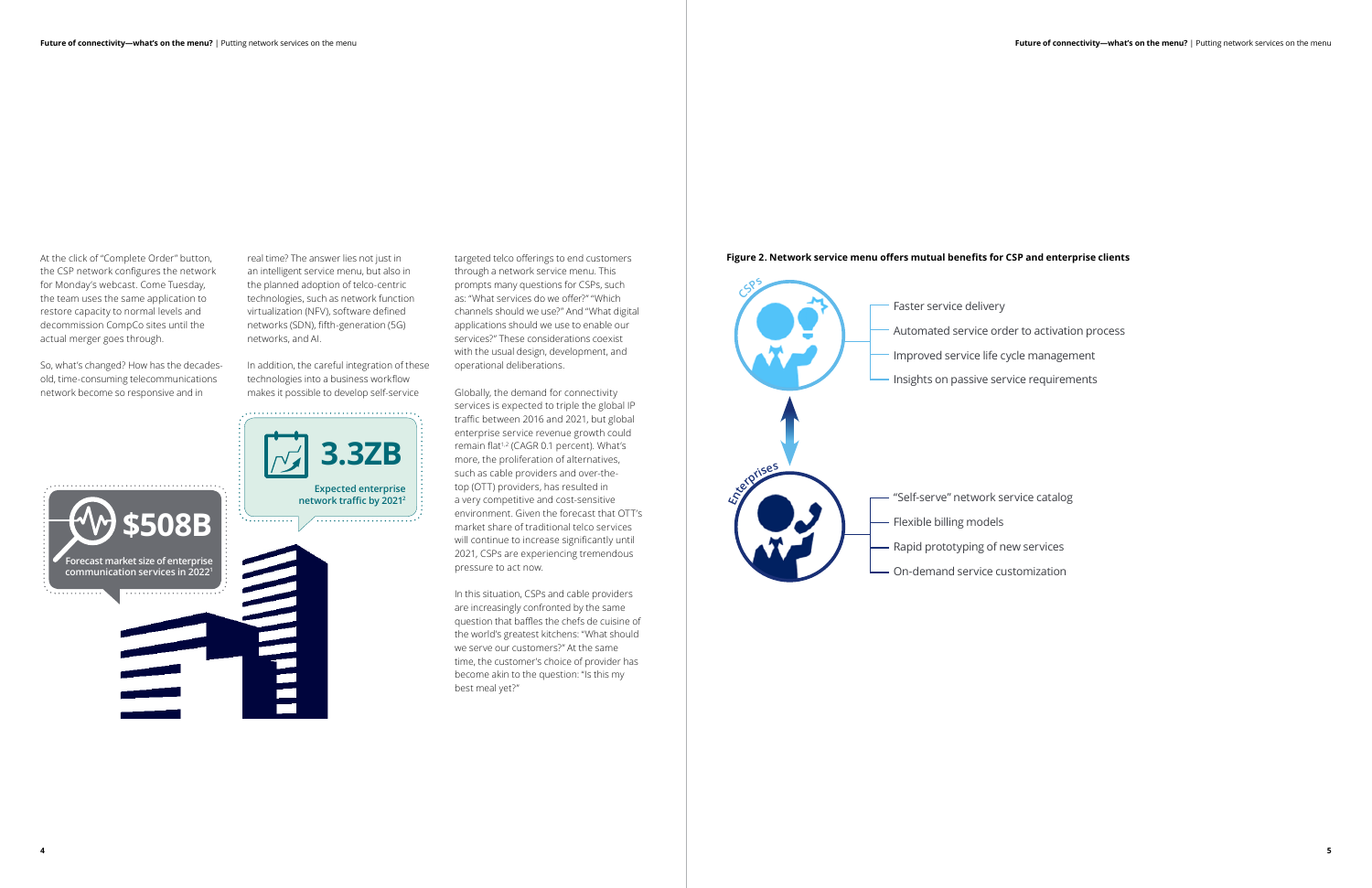At the click of "Complete Order" button, the CSP network configures the network for Monday's webcast. Come Tuesday, the team uses the same application to restore capacity to normal levels and decommission CompCo sites until the actual merger goes through.

So, what's changed? How has the decades-old, time-consuming telecommunications network become so responsive and in real time? The answer lies not just in an intelligent service menu, but also in the planned adoption of telco-centric technologies, such as network function virtualization (NFV), software defined networks (SDN), fifth-generation (5G) networks, and AI.

In addition, the careful integration of these technologies into a business workflow makes it possible to develop self-service targeted telco offerings to end customers through a network service menu. This prompts many questions for CSPs, such as: "What services do we offer?" "Which channels should we use?" And "What digital applications should we use to enable our services?" These considerations coexist with the usual design, development, and operational deliberations.

**$508B**
Forecast market size of enterprise communication services in 2022[1]

**3.3ZB**
Expected enterprise network traffic by 2021[2]

Globally, the demand for connectivity services is expected to triple the global IP traffic between 2016 and 2021, but global enterprise service revenue growth could remain flat[1,2] (CAGR 0.1 percent). What's more, the proliferation of alternatives, such as cable providers and over-the-top (OTT) providers, has resulted in a very competitive and cost-sensitive environment. Given the forecast that OTT's market share of traditional telco services will continue to increase significantly until 2021, CSPs are experiencing tremendous pressure to act now.

In this situation, CSPs and cable providers are increasingly confronted by the same question that baffles the chefs de cuisine of the world's greatest kitchens: "What should we serve our customers?" At the same time, the customer's choice of provider has become akin to the question: "Is this my best meal yet?"

**Figure 2. Network service menu offers mutual benefits for CSP and enterprise clients**

CSPs
- Faster service delivery
- Automated service order to activation process
- Improved service life cycle management
- Insights on passive service requirements

Enterprises
- "Self-serve" network service catalog
- Flexible billing models
- Rapid prototyping of new services
- On-demand service customization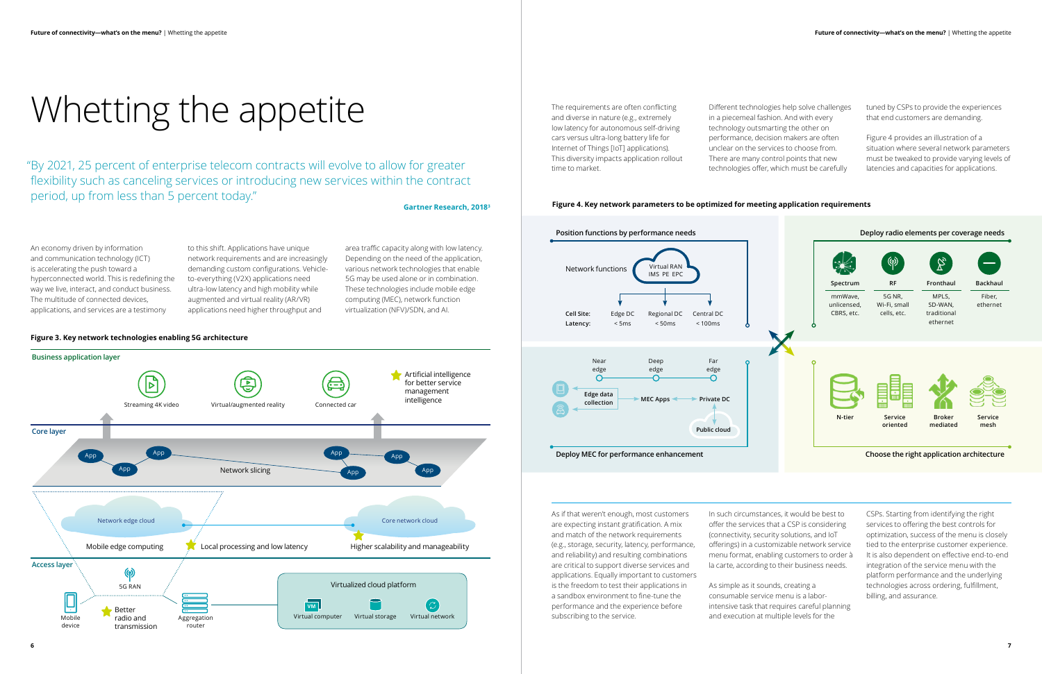# Whetting the appetite

"By 2021, 25 percent of enterprise telecom contracts will evolve to allow for greater flexibility such as canceling services or introducing new services within the contract period, up from less than 5 percent today."

**Gartner Research, 2018**[3]

An economy driven by information and communication technology (ICT) is accelerating the push toward a hyperconnected world. This is redefining the way we live, interact, and conduct business. The multitude of connected devices, applications, and services are a testimony to this shift. Applications have unique network requirements and are increasingly demanding custom configurations. Vehicle-to-everything (V2X) applications need ultra-low latency and high mobility while augmented and virtual reality (AR/VR) applications need higher throughput and area traffic capacity along with low latency. Depending on the need of the application, various network technologies that enable 5G may be used alone or in combination. These technologies include mobile edge computing (MEC), network function virtualization (NFV)/SDN, and AI.

**Figure 3. Key network technologies enabling 5G architecture**

Business application layer: Streaming 4K video; Virtual/augmented reality; Connected car; Artificial intelligence for better service management intelligence

Core layer: App; Network slicing

Network edge cloud; Core network cloud; Mobile edge computing; Local processing and low latency; Higher scalability and manageability

Access layer: Mobile device; 5G RAN; Better radio and transmission; Aggregation router; Virtualized cloud platform: Virtual computer, Virtual storage, Virtual network

The requirements are often conflicting and diverse in nature (e.g., extremely low latency for autonomous self-driving cars versus ultra-long battery life for Internet of Things [IoT] applications). This diversity impacts application rollout time to market.

Different technologies help solve challenges in a piecemeal fashion. And with every technology outsmarting the other on performance, decision makers are often unclear on the services to choose from. There are many control points that new technologies offer, which must be carefully tuned by CSPs to provide the experiences that end customers are demanding.

Figure 4 provides an illustration of a situation where several network parameters must be tweaked to provide varying levels of latencies and capacities for applications.

**Figure 4. Key network parameters to be optimized for meeting application requirements**

Position functions by performance needs: Network functions — Virtual RAN, IMS PE EPC

| Cell Site: | Edge DC | Regional DC | Central DC |
|---|---|---|---|
| Latency: | < 5ms | < 50ms | < 100ms |

Deploy radio elements per coverage needs:

| Spectrum | RF | Fronthaul | Backhaul |
|---|---|---|---|
| mmWave, unlicensed, CBRS, etc. | 5G NR, Wi-Fi, small cells, etc. | MPLS, SD-WAN, traditional ethernet | Fiber, ethernet |

Deploy MEC for performance enhancement: Near edge; Deep edge; Far edge; Edge data collection; MEC Apps; Private DC; Public cloud

Choose the right application architecture: N-tier; Service oriented; Broker mediated; Service mesh

As if that weren't enough, most customers are expecting instant gratification. A mix and match of the network requirements (e.g., storage, security, latency, performance, and reliability) and resulting combinations are critical to support diverse services and applications. Equally important to customers is the freedom to test their applications in a sandbox environment to fine-tune the performance and the experience before subscribing to the service.

In such circumstances, it would be best to offer the services that a CSP is considering (connectivity, security solutions, and IoT offerings) in a customizable network service menu format, enabling customers to order à la carte, according to their business needs.

As simple as it sounds, creating a consumable service menu is a labor-intensive task that requires careful planning and execution at multiple levels for the CSPs. Starting from identifying the right services to offering the best controls for optimization, success of the menu is closely tied to the enterprise customer experience. It is also dependent on effective end-to-end integration of the service menu with the platform performance and the underlying technologies across ordering, fulfillment, billing, and assurance.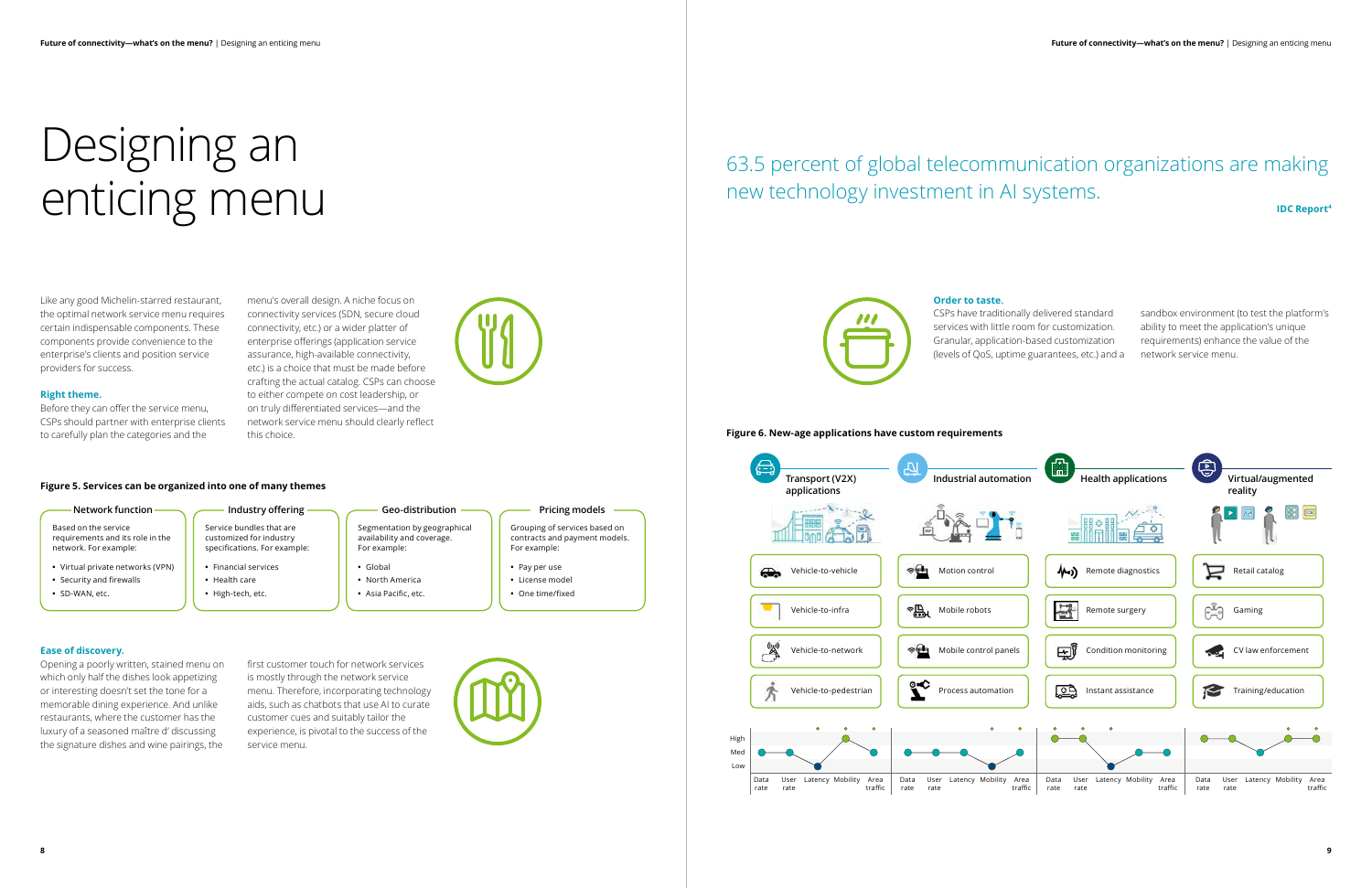# Designing an enticing menu

Like any good Michelin-starred restaurant, the optimal network service menu requires certain indispensable components. These components provide convenience to the enterprise's clients and position service providers for success.

**Right theme.**
Before they can offer the service menu, CSPs should partner with enterprise clients to carefully plan the categories and the menu's overall design. A niche focus on connectivity services (SDN, secure cloud connectivity, etc.) or a wider platter of enterprise offerings (application service assurance, high-available connectivity, etc.) is a choice that must be made before crafting the actual catalog. CSPs can choose to either compete on cost leadership, or on truly differentiated services—and the network service menu should clearly reflect this choice.

**Figure 5. Services can be organized into one of many themes**

| Network function | Industry offering | Geo-distribution | Pricing models |
|---|---|---|---|
| Based on the service requirements and its role in the network. For example: | Service bundles that are customized for industry specifications. For example: | Segmentation by geographical availability and coverage. For example: | Grouping of services based on contracts and payment models. For example: |
| • Virtual private networks (VPN)<br>• Security and firewalls<br>• SD-WAN, etc. | • Financial services<br>• Health care<br>• High-tech, etc. | • Global<br>• North America<br>• Asia Pacific, etc. | • Pay per use<br>• License model<br>• One time/fixed |

**Ease of discovery.**
Opening a poorly written, stained menu on which only half the dishes look appetizing or interesting doesn't set the tone for a memorable dining experience. And unlike restaurants, where the customer has the luxury of a seasoned maître d' discussing the signature dishes and wine pairings, the first customer touch for network services is mostly through the network service menu. Therefore, incorporating technology aids, such as chatbots that use AI to curate customer cues and suitably tailor the experience, is pivotal to the success of the service menu.

63.5 percent of global telecommunication organizations are making new technology investment in AI systems.

**IDC Report[4]**

**Order to taste.**
CSPs have traditionally delivered standard services with little room for customization. Granular, application-based customization (levels of QoS, uptime guarantees, etc.) and a sandbox environment (to test the platform's ability to meet the application's unique requirements) enhance the value of the network service menu.

**Figure 6. New-age applications have custom requirements**

| Transport (V2X) applications | Industrial automation | Health applications | Virtual/augmented reality |
|---|---|---|---|
| Vehicle-to-vehicle | Motion control | Remote diagnostics | Retail catalog |
| Vehicle-to-infra | Mobile robots | Remote surgery | Gaming |
| Vehicle-to-network | Mobile control panels | Condition monitoring | CV law enforcement |
| Vehicle-to-pedestrian | Process automation | Instant assistance | Training/education |

Requirement levels (High / Med / Low) across: Data rate, User rate, Latency, Mobility, Area traffic

| | Data rate | User rate | Latency | Mobility | Area traffic |
|---|---|---|---|---|---|
| Transport (V2X) applications | Med | Med | Low | High | Med |
| Industrial automation | Med | Med | Med | Low | Med |
| Health applications | High | High | Low | Med | Med |
| Virtual/augmented reality | High | High | Med | High | High |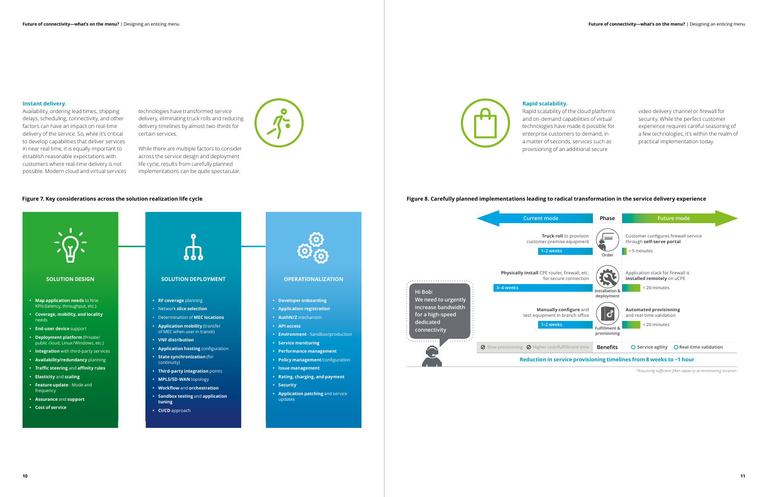### Instant delivery.

Availability, ordering lead times, shipping delays, scheduling, connectivity, and other factors can have an impact on real-time delivery of the service. So, while it's critical to develop capabilities that deliver services in near real time, it is equally important to establish reasonable expectations with customers where real-time delivery is not possible. Modern cloud and virtual services technologies have transformed service delivery, eliminating truck rolls and reducing delivery timelines by almost two-thirds for certain services.

While there are multiple factors to consider across the service design and deployment life cycle, results from carefully planned implementations can be quite spectacular.

**Figure 7. Key considerations across the solution realization life cycle**

**SOLUTION DESIGN**

- **Map application needs** to N/w KPIs (latency, throughput, etc.)
- **Coverage, mobility, and locality** needs
- **End-user device** support
- **Deployment platform** (Private/public cloud, Linux/Windows, etc.)
- **Integration** with third-party services
- **Availability/redundancy** planning
- **Traffic steering** and **affinity rules**
- **Elasticity** and **scaling**
- **Feature update** - Mode and frequency
- **Assurance** and **support**
- **Cost of service**

**SOLUTION DEPLOYMENT**

- **RF coverage** planning
- Network **slice selection**
- Determination of **MEC locations**
- **Application mobility** (transfer of MEC when user in transit)
- **VNF distribution**
- **Application hosting** configuration
- **State synchronization** (for continuity)
- **Third-party integration** points
- **MPLS/SD-WAN** topology
- **Workflow** and **orchestration**
- **Sandbox testing** and **application tuning**
- **CI/CD** approach

**OPERATIONALIZATION**

- **Developer onboarding**
- **Application registration**
- **AuthN/Z** mechanism
- **API access**
- **Environment** - Sandbox/production
- **Service monitoring**
- **Performance management**
- **Policy management**/configuration
- **Issue management**
- **Rating, charging, and payment**
- **Security**
- **Application patching** and service updates

### Rapid scalability.

Rapid scalability of the cloud platforms and on-demand capabilities of virtual technologies have made it possible for enterprise customers to demand, in a matter of seconds, services such as provisioning of an additional secure video delivery channel or firewall for security. While the perfect customer experience requires careful seasoning of a few technologies, it's within the realm of practical implementation today.

**Figure 8. Carefully planned implementations leading to radical transformation in the service delivery experience**

> Hi Bob:
> We need to urgently increase bandwidth for a high-speed dedicated connectivity

| Current mode | Phase | Future mode |
| --- | --- | --- |
| **Truck roll** to provision customer premise equipment (1–2 weeks) | Order | Customer configures firewall service through **self-serve portal** (< 5 minutes) |
| **Physically install** CPE router, firewall, etc. for secure connection (3–4 weeks) | Installation & deployment | Application stack for firewall is **installed remotely** on uCPE (< 20 minutes) |
| **Manually configure** and test equipment in branch office (1–2 weeks) | Fulfillment & provisioning | **Automated provisioning** and real-time validation (< 20 minutes) |
| Slow provisioning; Higher cost/fulfillment time | **Benefits** | Service agility; Real-time validation |

**Reduction in service provisioning timelines from 8 weeks to ~1 hour**

*Assuming sufficient fiber capacity at terminating location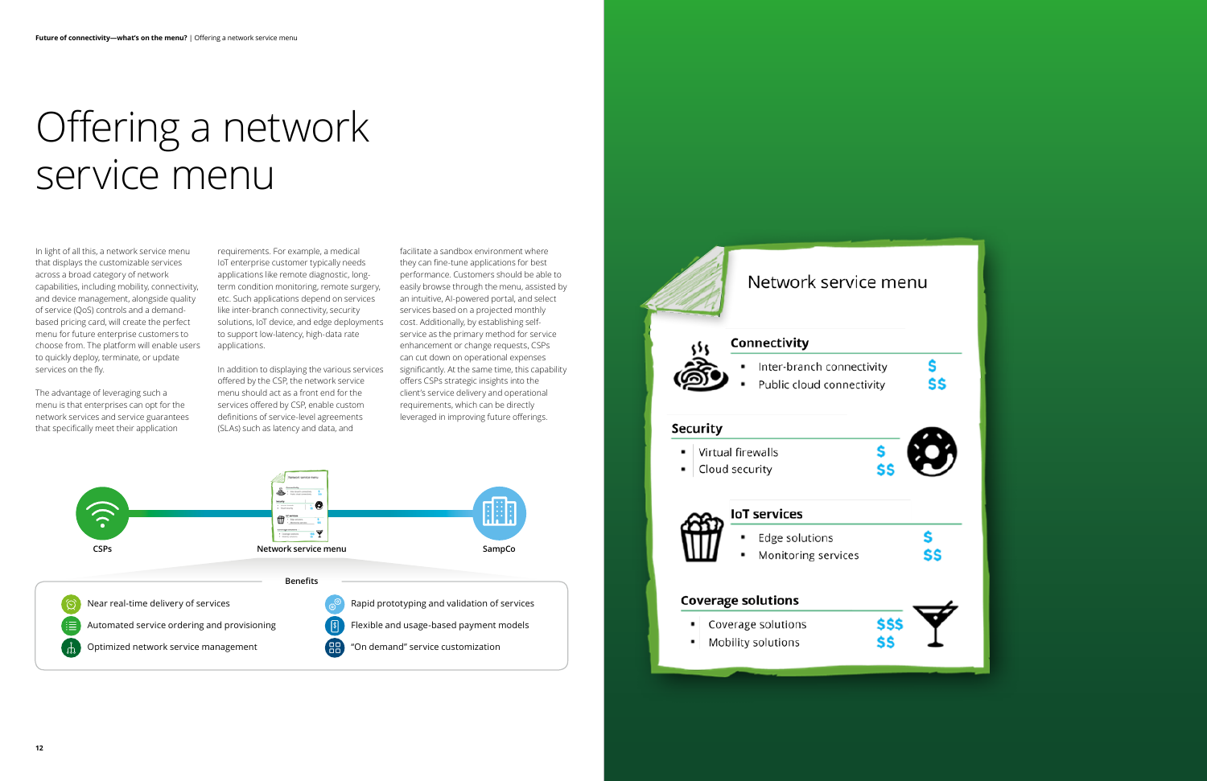# Offering a network service menu

In light of all this, a network service menu that displays the customizable services across a broad category of network capabilities, including mobility, connectivity, and device management, alongside quality of service (QoS) controls and a demand-based pricing card, will create the perfect menu for future enterprise customers to choose from. The platform will enable users to quickly deploy, terminate, or update services on the fly.

The advantage of leveraging such a menu is that enterprises can opt for the network services and service guarantees that specifically meet their application requirements. For example, a medical IoT enterprise customer typically needs applications like remote diagnostic, long-term condition monitoring, remote surgery, etc. Such applications depend on services like inter-branch connectivity, security solutions, IoT device, and edge deployments to support low-latency, high-data rate applications.

In addition to displaying the various services offered by the CSP, the network service menu should act as a front end for the services offered by CSP, enable custom definitions of service-level agreements (SLAs) such as latency and data, and facilitate a sandbox environment where they can fine-tune applications for best performance. Customers should be able to easily browse through the menu, assisted by an intuitive, AI-powered portal, and select services based on a projected monthly cost. Additionally, by establishing self-service as the primary method for service enhancement or change requests, CSPs can cut down on operational expenses significantly. At the same time, this capability offers CSPs strategic insights into the client's service delivery and operational requirements, which can be directly leveraged in improving future offerings.

CSPs — Network service menu — SampCo

**Benefits**

- Near real-time delivery of services
- Automated service ordering and provisioning
- Optimized network service management
- Rapid prototyping and validation of services
- Flexible and usage-based payment models
- "On demand" service customization

## Network service menu

**Connectivity**
- Inter-branch connectivity — $
- Public cloud connectivity — $$

**Security**
- Virtual firewalls — $
- Cloud security — $$

**IoT services**
- Edge solutions — $
- Monitoring services — $$

**Coverage solutions**
- Coverage solutions — $$$
- Mobility solutions — $$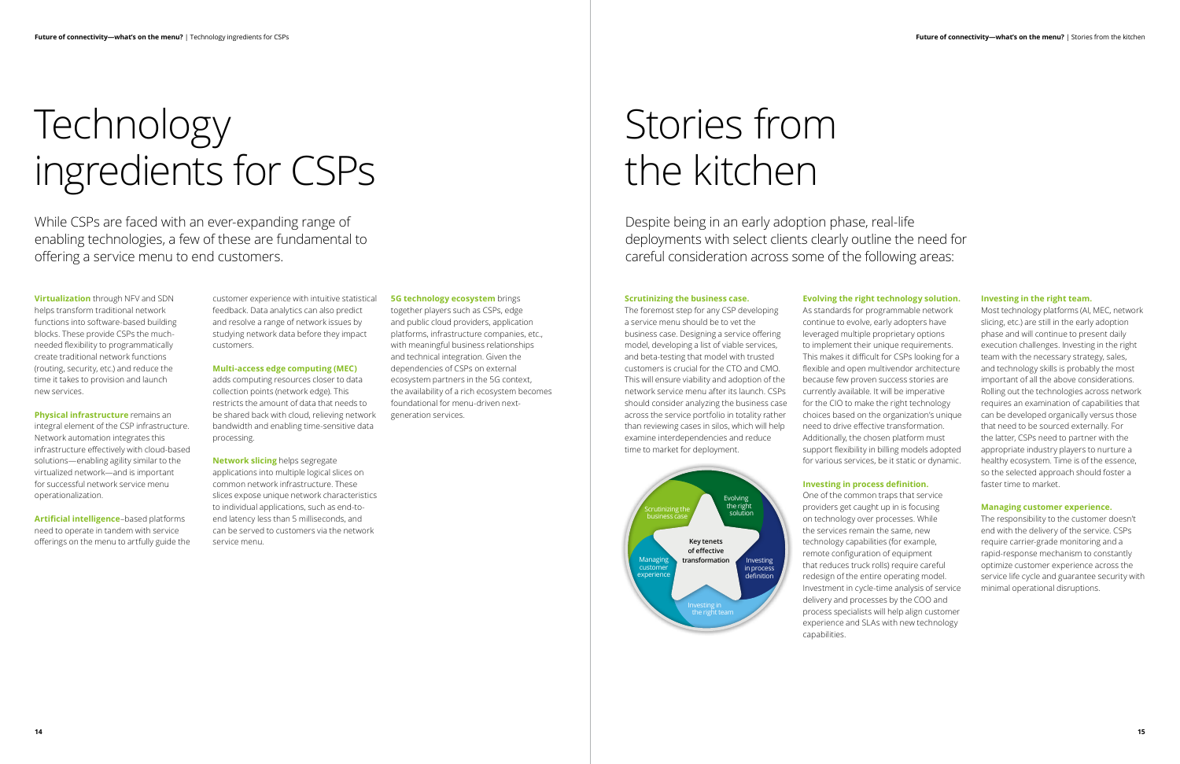# Technology ingredients for CSPs

While CSPs are faced with an ever-expanding range of enabling technologies, a few of these are fundamental to offering a service menu to end customers.

**Virtualization** through NFV and SDN helps transform traditional network functions into software-based building blocks. These provide CSPs the much-needed flexibility to programmatically create traditional network functions (routing, security, etc.) and reduce the time it takes to provision and launch new services.

**Physical infrastructure** remains an integral element of the CSP infrastructure. Network automation integrates this infrastructure effectively with cloud-based solutions—enabling agility similar to the virtualized network—and is important for successful network service menu operationalization.

**Artificial intelligence**–based platforms need to operate in tandem with service offerings on the menu to artfully guide the customer experience with intuitive statistical feedback. Data analytics can also predict and resolve a range of network issues by studying network data before they impact customers.

**Multi-access edge computing (MEC)** adds computing resources closer to data collection points (network edge). This restricts the amount of data that needs to be shared back with cloud, relieving network bandwidth and enabling time-sensitive data processing.

**Network slicing** helps segregate applications into multiple logical slices on common network infrastructure. These slices expose unique network characteristics to individual applications, such as end-to-end latency less than 5 milliseconds, and can be served to customers via the network service menu.

**5G technology ecosystem** brings together players such as CSPs, edge and public cloud providers, application platforms, infrastructure companies, etc., with meaningful business relationships and technical integration. Given the dependencies of CSPs on external ecosystem partners in the 5G context, the availability of a rich ecosystem becomes foundational for menu-driven next-generation services.

# Stories from the kitchen

Despite being in an early adoption phase, real-life deployments with select clients clearly outline the need for careful consideration across some of the following areas:

**Scrutinizing the business case.**
The foremost step for any CSP developing a service menu should be to vet the business case. Designing a service offering model, developing a list of viable services, and beta-testing that model with trusted customers is crucial for the CTO and CMO. This will ensure viability and adoption of the network service menu after its launch. CSPs should consider analyzing the business case across the service portfolio in totality rather than reviewing cases in silos, which will help examine interdependencies and reduce time to market for deployment.

Key tenets of effective transformation: Scrutinizing the business case; Evolving the right solution; Investing in process definition; Investing in the right team; Managing customer experience

**Evolving the right technology solution.**
As standards for programmable network continue to evolve, early adopters have leveraged multiple proprietary options to implement their unique requirements. This makes it difficult for CSPs looking for a flexible and open multivendor architecture because few proven success stories are currently available. It will be imperative for the CIO to make the right technology choices based on the organization's unique need to drive effective transformation. Additionally, the chosen platform must support flexibility in billing models adopted for various services, be it static or dynamic.

**Investing in process definition.**
One of the common traps that service providers get caught up in is focusing on technology over processes. While the services remain the same, new technology capabilities (for example, remote configuration of equipment that reduces truck rolls) require careful redesign of the entire operating model. Investment in cycle-time analysis of service delivery and processes by the COO and process specialists will help align customer experience and SLAs with new technology capabilities.

**Investing in the right team.**
Most technology platforms (AI, MEC, network slicing, etc.) are still in the early adoption phase and will continue to present daily execution challenges. Investing in the right team with the necessary strategy, sales, and technology skills is probably the most important of all the above considerations. Rolling out the technologies across network requires an examination of capabilities that can be developed organically versus those that need to be sourced externally. For the latter, CSPs need to partner with the appropriate industry players to nurture a healthy ecosystem. Time is of the essence, so the selected approach should foster a faster time to market.

**Managing customer experience.**
The responsibility to the customer doesn't end with the delivery of the service. CSPs require carrier-grade monitoring and a rapid-response mechanism to constantly optimize customer experience across the service life cycle and guarantee security with minimal operational disruptions.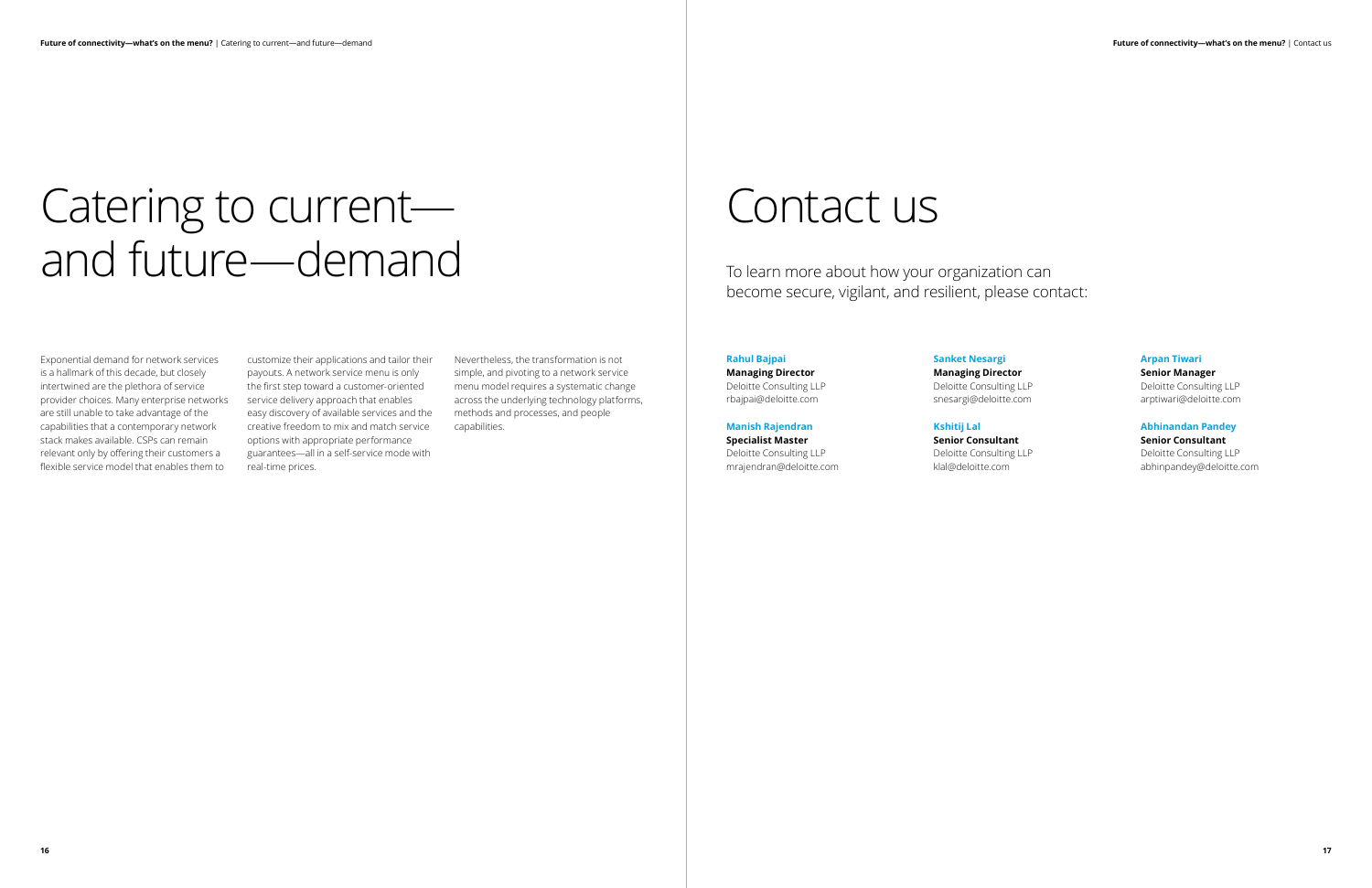# Catering to current—and future—demand

Exponential demand for network services is a hallmark of this decade, but closely intertwined are the plethora of service provider choices. Many enterprise networks are still unable to take advantage of the capabilities that a contemporary network stack makes available. CSPs can remain relevant only by offering their customers a flexible service model that enables them to customize their applications and tailor their payouts. A network service menu is only the first step toward a customer-oriented service delivery approach that enables easy discovery of available services and the creative freedom to mix and match service options with appropriate performance guarantees—all in a self-service mode with real-time prices.

Nevertheless, the transformation is not simple, and pivoting to a network service menu model requires a systematic change across the underlying technology platforms, methods and processes, and people capabilities.

# Contact us

To learn more about how your organization can become secure, vigilant, and resilient, please contact:

**Rahul Bajpai**
**Managing Director**
Deloitte Consulting LLP
rbajpai@deloitte.com

**Manish Rajendran**
**Specialist Master**
Deloitte Consulting LLP
mrajendran@deloitte.com

**Sanket Nesargi**
**Managing Director**
Deloitte Consulting LLP
snesargi@deloitte.com

**Kshitij Lal**
**Senior Consultant**
Deloitte Consulting LLP
klal@deloitte.com

**Arpan Tiwari**
**Senior Manager**
Deloitte Consulting LLP
arptiwari@deloitte.com

**Abhinandan Pandey**
**Senior Consultant**
Deloitte Consulting LLP
abhinpandey@deloitte.com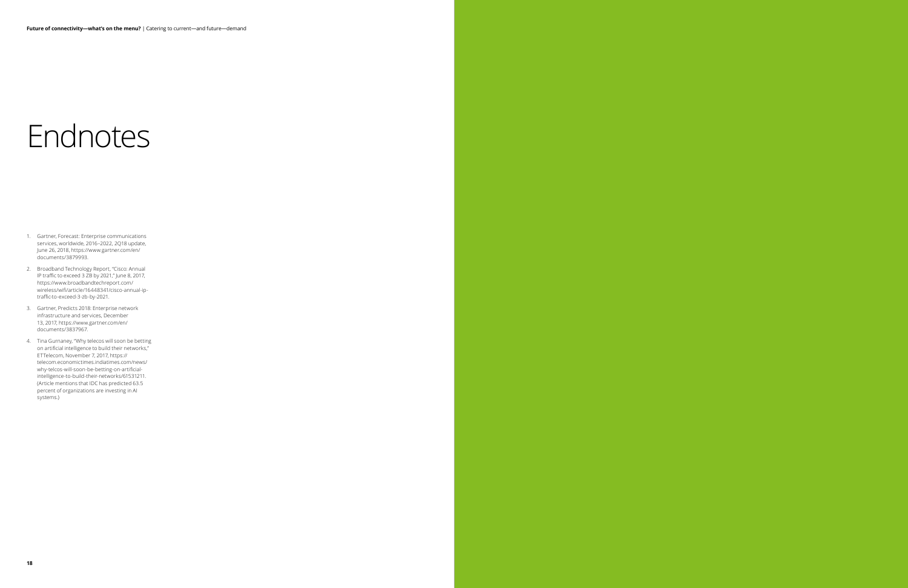# Endnotes

1. Gartner, Forecast: Enterprise communications services, worldwide, 2016–2022, 2Q18 update, June 26, 2018, https://www.gartner.com/en/documents/3879993.
2. Broadband Technology Report, "Cisco: Annual IP traffic to exceed 3 ZB by 2021," June 8, 2017, https://www.broadbandtechreport.com/wireless/wifi/article/16448341/cisco-annual-ip-traffic-to-exceed-3-zb-by-2021.
3. Gartner, Predicts 2018: Enterprise network infrastructure and services, December 13, 2017, https://www.gartner.com/en/documents/3837967.
4. Tina Gurnaney, "Why telecos will soon be betting on artificial intelligence to build their networks," ETTelecom, November 7, 2017, https://telecom.economictimes.indiatimes.com/news/why-telcos-will-soon-be-betting-on-artificial-intelligence-to-build-their-networks/61531211. (Article mentions that IDC has predicted 63.5 percent of organizations are investing in AI systems.)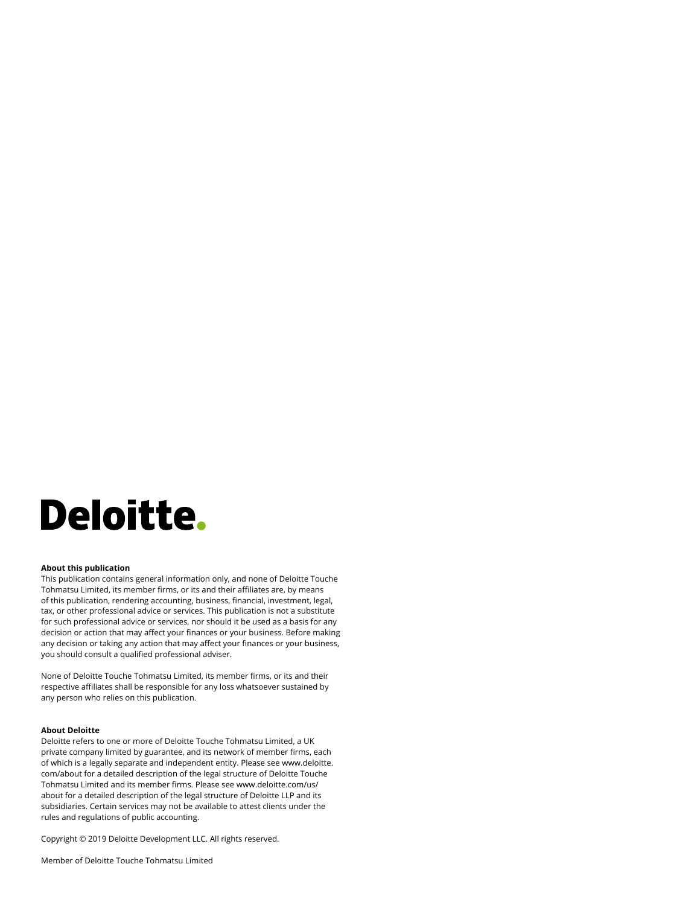Deloitte.

**About this publication**

This publication contains general information only, and none of Deloitte Touche Tohmatsu Limited, its member firms, or its and their affiliates are, by means of this publication, rendering accounting, business, financial, investment, legal, tax, or other professional advice or services. This publication is not a substitute for such professional advice or services, nor should it be used as a basis for any decision or action that may affect your finances or your business. Before making any decision or taking any action that may affect your finances or your business, you should consult a qualified professional adviser.

None of Deloitte Touche Tohmatsu Limited, its member firms, or its and their respective affiliates shall be responsible for any loss whatsoever sustained by any person who relies on this publication.

**About Deloitte**

Deloitte refers to one or more of Deloitte Touche Tohmatsu Limited, a UK private company limited by guarantee, and its network of member firms, each of which is a legally separate and independent entity. Please see www.deloitte.com/about for a detailed description of the legal structure of Deloitte Touche Tohmatsu Limited and its member firms. Please see www.deloitte.com/us/about for a detailed description of the legal structure of Deloitte LLP and its subsidiaries. Certain services may not be available to attest clients under the rules and regulations of public accounting.

Copyright © 2019 Deloitte Development LLC. All rights reserved.

Member of Deloitte Touche Tohmatsu Limited